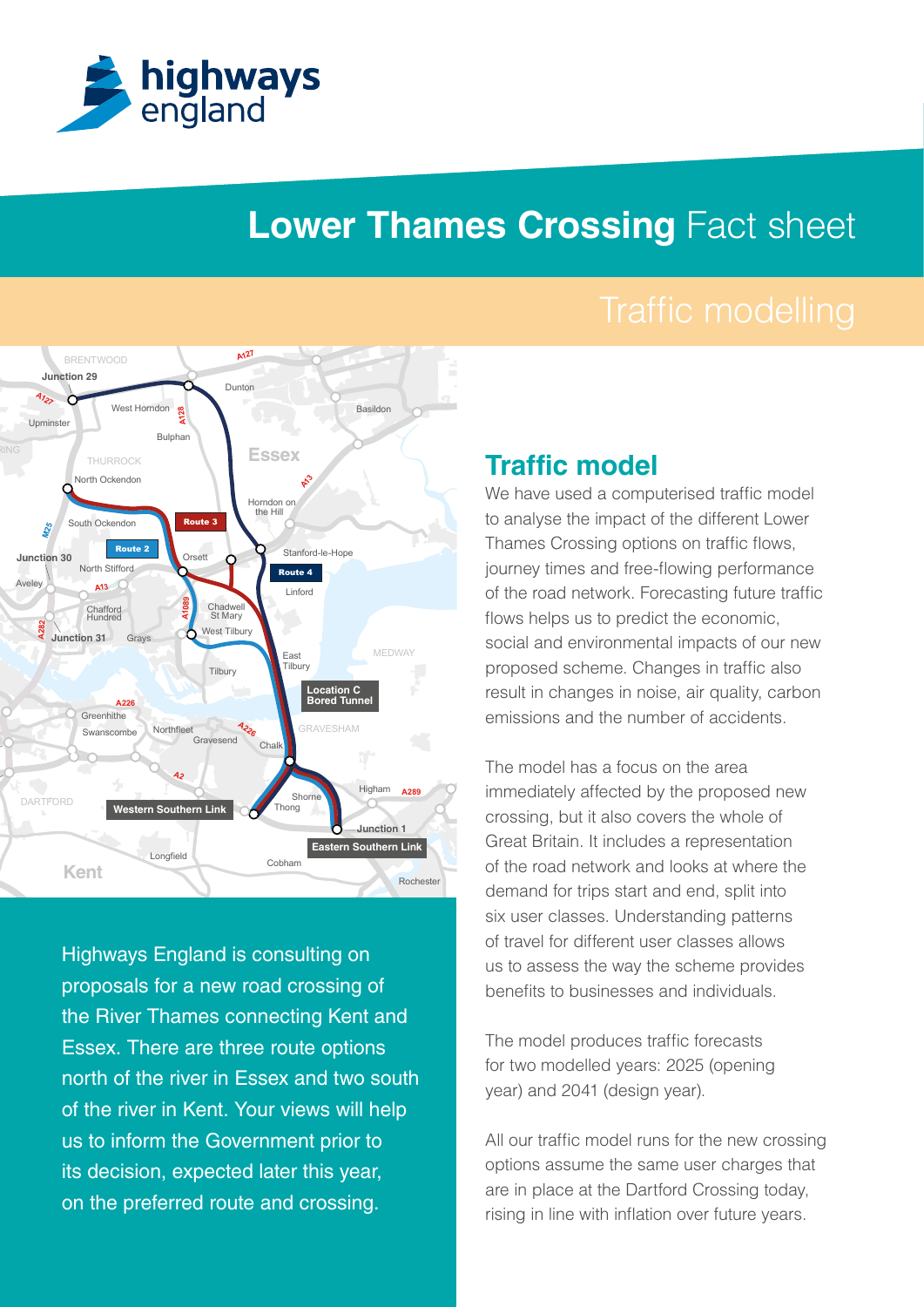# Lower Thames Crossing Fact sheet

## Traffic modelling

Highways England is consulting on proposals for a new road crossing of the River Thames connecting Kent and Essex. There are three route options north of the river in Essex and two south of the river in Kent. Your views will help us to inform the Government prior to its decision, expected later this year, on the preferred route and crossing.

## Traffic model

We have used a computerised traffic model to analyse the impact of the different Lower Thames Crossing options on traffic flows, journey times and free-flowing performance of the road network. Forecasting future traffic flows helps us to predict the economic, social and environmental impacts of our new proposed scheme. Changes in traffic also result in changes in noise, air quality, carbon emissions and the number of accidents.

The model has a focus on the area immediately affected by the proposed new crossing, but it also covers the whole of Great Britain. It includes a representation of the road network and looks at where the demand for trips start and end, split into six user classes. Understanding patterns of travel for different user classes allows us to assess the way the scheme provides benefits to businesses and individuals.

The model produces traffic forecasts for two modelled years: 2025 (opening year) and 2041 (design year).

All our traffic model runs for the new crossing options assume the same user charges that are in place at the Dartford Crossing today, rising in line with inflation over future years.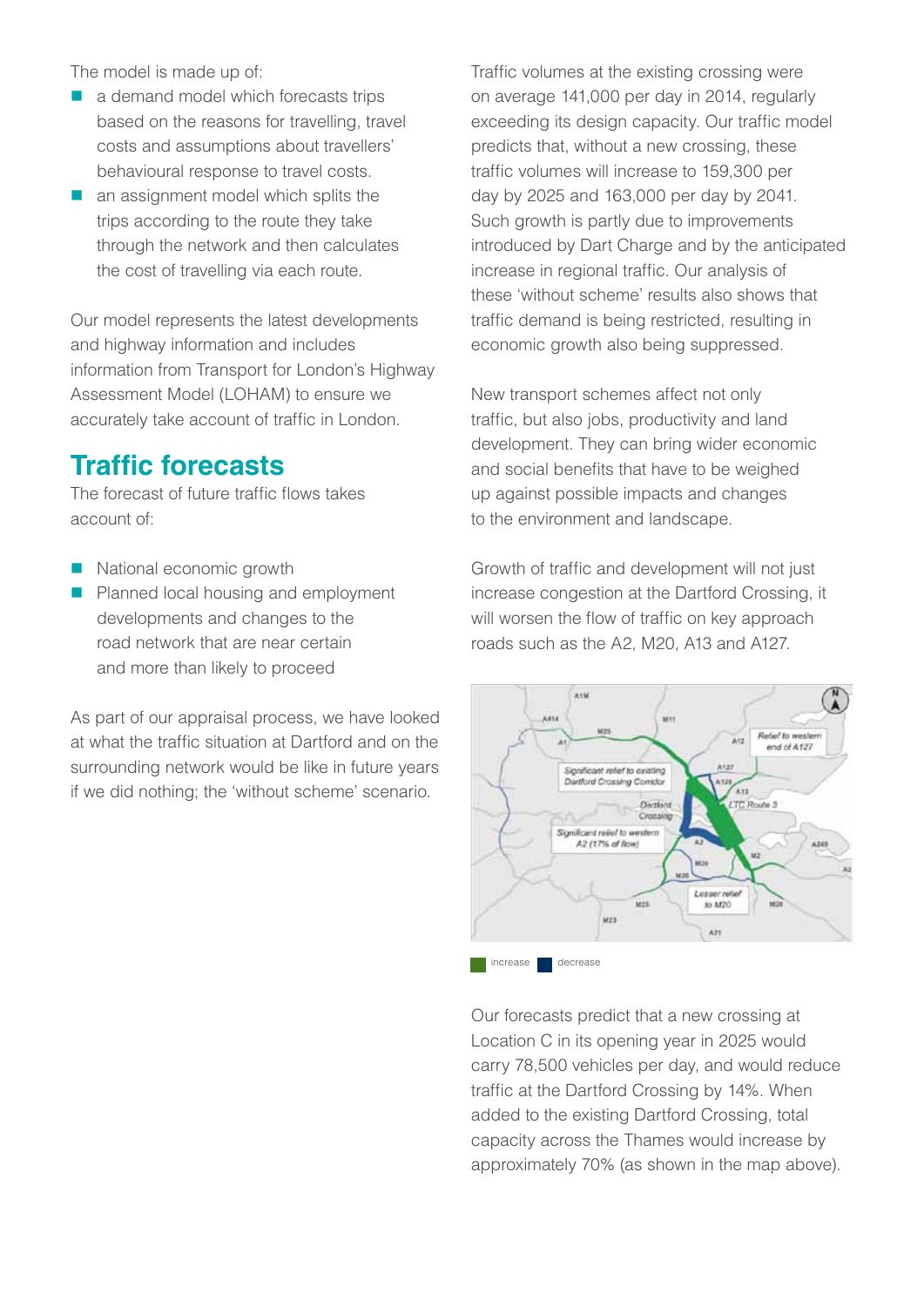The model is made up of:

- a demand model which forecasts trips based on the reasons for travelling, travel costs and assumptions about travellers' behavioural response to travel costs.
- an assignment model which splits the trips according to the route they take through the network and then calculates the cost of travelling via each route.

Our model represents the latest developments and highway information and includes information from Transport for London's Highway Assessment Model (LOHAM) to ensure we accurately take account of traffic in London.

## Traffic forecasts

The forecast of future traffic flows takes account of:

- National economic growth
- Planned local housing and employment developments and changes to the road network that are near certain and more than likely to proceed

As part of our appraisal process, we have looked at what the traffic situation at Dartford and on the surrounding network would be like in future years if we did nothing; the 'without scheme' scenario.

Traffic volumes at the existing crossing were on average 141,000 per day in 2014, regularly exceeding its design capacity. Our traffic model predicts that, without a new crossing, these traffic volumes will increase to 159,300 per day by 2025 and 163,000 per day by 2041. Such growth is partly due to improvements introduced by Dart Charge and by the anticipated increase in regional traffic. Our analysis of these 'without scheme' results also shows that traffic demand is being restricted, resulting in economic growth also being suppressed.

New transport schemes affect not only traffic, but also jobs, productivity and land development. They can bring wider economic and social benefits that have to be weighed up against possible impacts and changes to the environment and landscape.

Growth of traffic and development will not just increase congestion at the Dartford Crossing, it will worsen the flow of traffic on key approach roads such as the A2, M20, A13 and A127.

increase decrease

Our forecasts predict that a new crossing at Location C in its opening year in 2025 would carry 78,500 vehicles per day, and would reduce traffic at the Dartford Crossing by 14%. When added to the existing Dartford Crossing, total capacity across the Thames would increase by approximately 70% (as shown in the map above).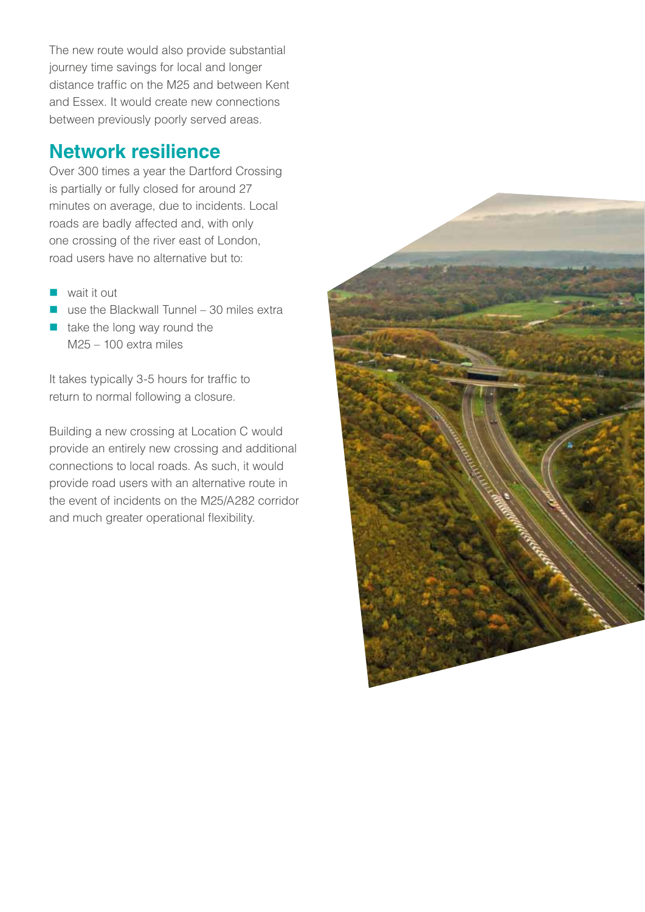The new route would also provide substantial journey time savings for local and longer distance traffic on the M25 and between Kent and Essex. It would create new connections between previously poorly served areas.

## Network resilience

Over 300 times a year the Dartford Crossing is partially or fully closed for around 27 minutes on average, due to incidents. Local roads are badly affected and, with only one crossing of the river east of London, road users have no alternative but to:

- wait it out
- use the Blackwall Tunnel – 30 miles extra
- take the long way round the M25 – 100 extra miles

It takes typically 3-5 hours for traffic to return to normal following a closure.

Building a new crossing at Location C would provide an entirely new crossing and additional connections to local roads. As such, it would provide road users with an alternative route in the event of incidents on the M25/A282 corridor and much greater operational flexibility.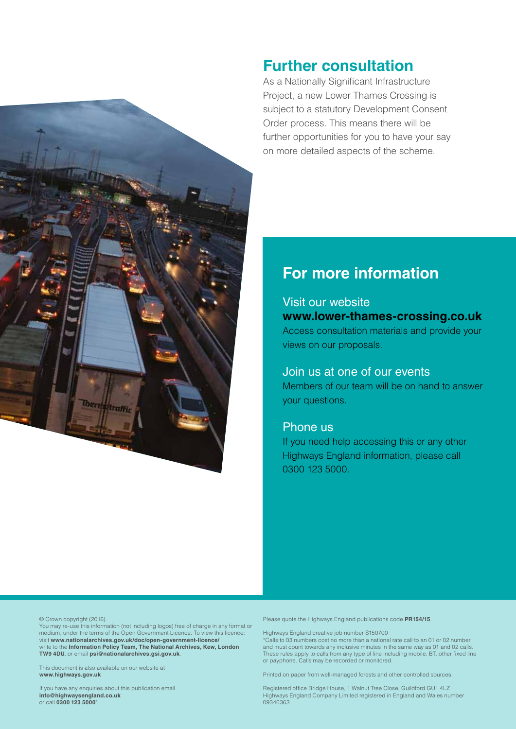## Further consultation

As a Nationally Significant Infrastructure Project, a new Lower Thames Crossing is subject to a statutory Development Consent Order process. This means there will be further opportunities for you to have your say on more detailed aspects of the scheme.

## For more information

### Visit our website

**www.lower-thames-crossing.co.uk**

Access consultation materials and provide your views on our proposals.

### Join us at one of our events

Members of our team will be on hand to answer your questions.

### Phone us

If you need help accessing this or any other Highways England information, please call 0300 123 5000.

© Crown copyright (2016).
You may re-use this information (not including logos) free of charge in any format or medium, under the terms of the Open Government Licence. To view this licence: visit **www.nationalarchives.gov.uk/doc/open-government-licence/** write to the **Information Policy Team, The National Archives, Kew, London TW9 4DU**, or email **psi@nationalarchives.gsi.gov.uk**.

This document is also available on our website at **www.highways.gov.uk**

If you have any enquiries about this publication email **info@highwaysengland.co.uk** or call **0300 123 5000***.

Please quote the Highways England publications code **PR154/15**.

Highways England creative job number S150700
*Calls to 03 numbers cost no more than a national rate call to an 01 or 02 number and must count towards any inclusive minutes in the same way as 01 and 02 calls. These rules apply to calls from any type of line including mobile, BT, other fixed line or payphone. Calls may be recorded or monitored.

Printed on paper from well-managed forests and other controlled sources.

Registered office Bridge House, 1 Walnut Tree Close, Guildford GU1 4LZ
Highways England Company Limited registered in England and Wales number 09346363